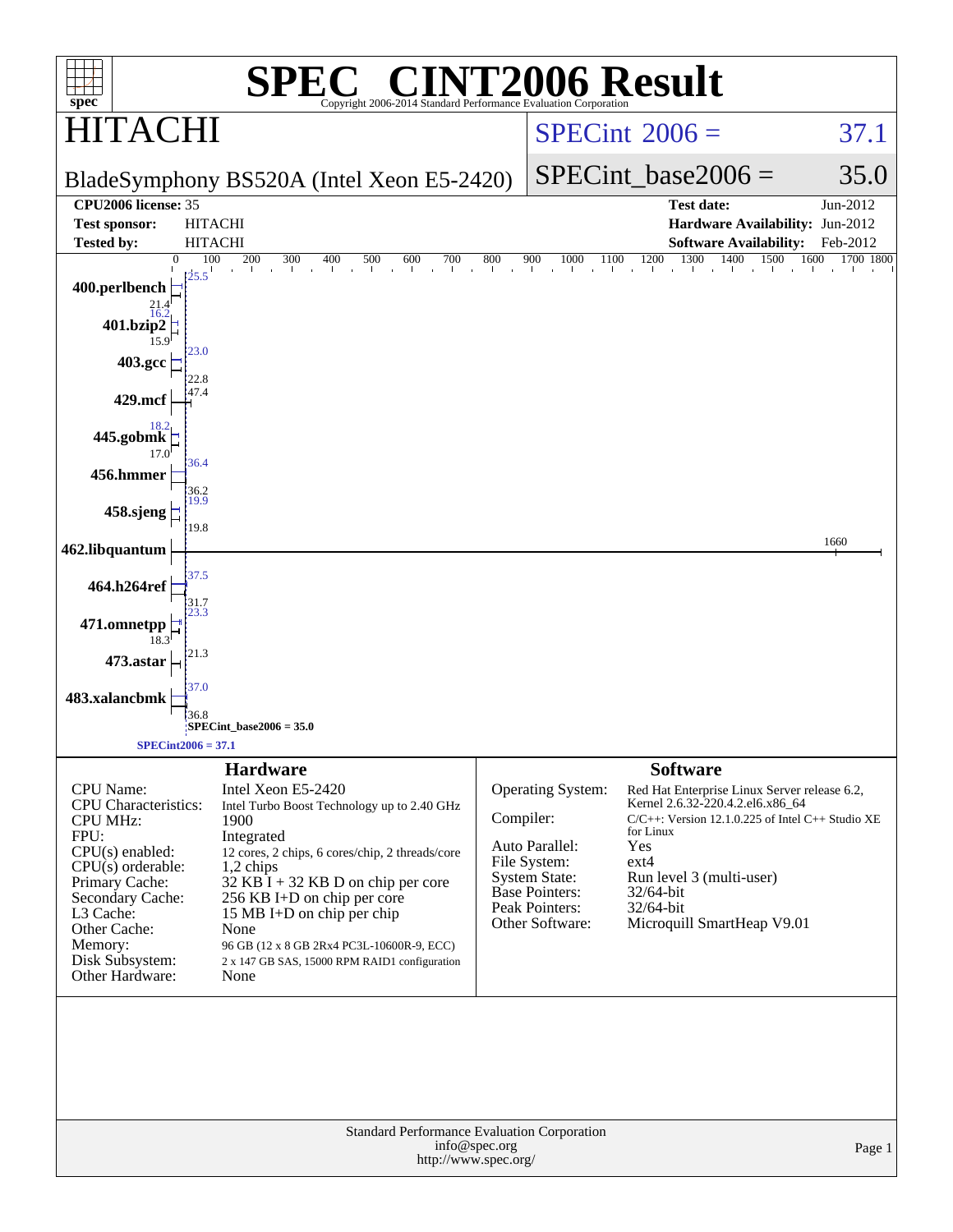# SPEC® CINT2006 Result

Copyright 2006-2014 Standard Performance Evaluation Corporation

## HITACHI

BladeSymphony BS520A (Intel Xeon E5-2420)

SPECint 2006 = 37.1

SPECint_base2006 = 35.0

| | | | |
|---|---|---|---|
| **CPU2006 license:** 35 | | **Test date:** | Jun-2012 |
| **Test sponsor:** | HITACHI | **Hardware Availability:** | Jun-2012 |
| **Tested by:** | HITACHI | **Software Availability:** | Feb-2012 |

| Benchmark | Peak | Base |
|---|---|---|
| 400.perlbench | 25.5 | 21.4 |
| 401.bzip2 | 16.2 | 15.9 |
| 403.gcc | 23.0 | 22.8 |
| 429.mcf | 47.4 | |
| 445.gobmk | 18.2 | 17.0 |
| 456.hmmer | 36.4 | 36.2 |
| 458.sjeng | 19.9 | 19.8 |
| 462.libquantum | 1660 | |
| 464.h264ref | 37.5 | 31.7 |
| 471.omnetpp | 23.3 | 18.3 |
| 473.astar | 21.3 | |
| 483.xalancbmk | 37.0 | 36.8 |

SPECint_base2006 = 35.0

SPECint2006 = 37.1

### Hardware

| | |
|---|---|
| CPU Name: | Intel Xeon E5-2420 |
| CPU Characteristics: | Intel Turbo Boost Technology up to 2.40 GHz |
| CPU MHz: | 1900 |
| FPU: | Integrated |
| CPU(s) enabled: | 12 cores, 2 chips, 6 cores/chip, 2 threads/core |
| CPU(s) orderable: | 1,2 chips |
| Primary Cache: | 32 KB I + 32 KB D on chip per core |
| Secondary Cache: | 256 KB I+D on chip per core |
| L3 Cache: | 15 MB I+D on chip per chip |
| Other Cache: | None |
| Memory: | 96 GB (12 x 8 GB 2Rx4 PC3L-10600R-9, ECC) |
| Disk Subsystem: | 2 x 147 GB SAS, 15000 RPM RAID1 configuration |
| Other Hardware: | None |

### Software

| | |
|---|---|
| Operating System: | Red Hat Enterprise Linux Server release 6.2, Kernel 2.6.32-220.4.2.el6.x86_64 |
| Compiler: | C/C++: Version 12.1.0.225 of Intel C++ Studio XE for Linux |
| Auto Parallel: | Yes |
| File System: | ext4 |
| System State: | Run level 3 (multi-user) |
| Base Pointers: | 32/64-bit |
| Peak Pointers: | 32/64-bit |
| Other Software: | Microquill SmartHeap V9.01 |

Standard Performance Evaluation Corporation
info@spec.org
http://www.spec.org/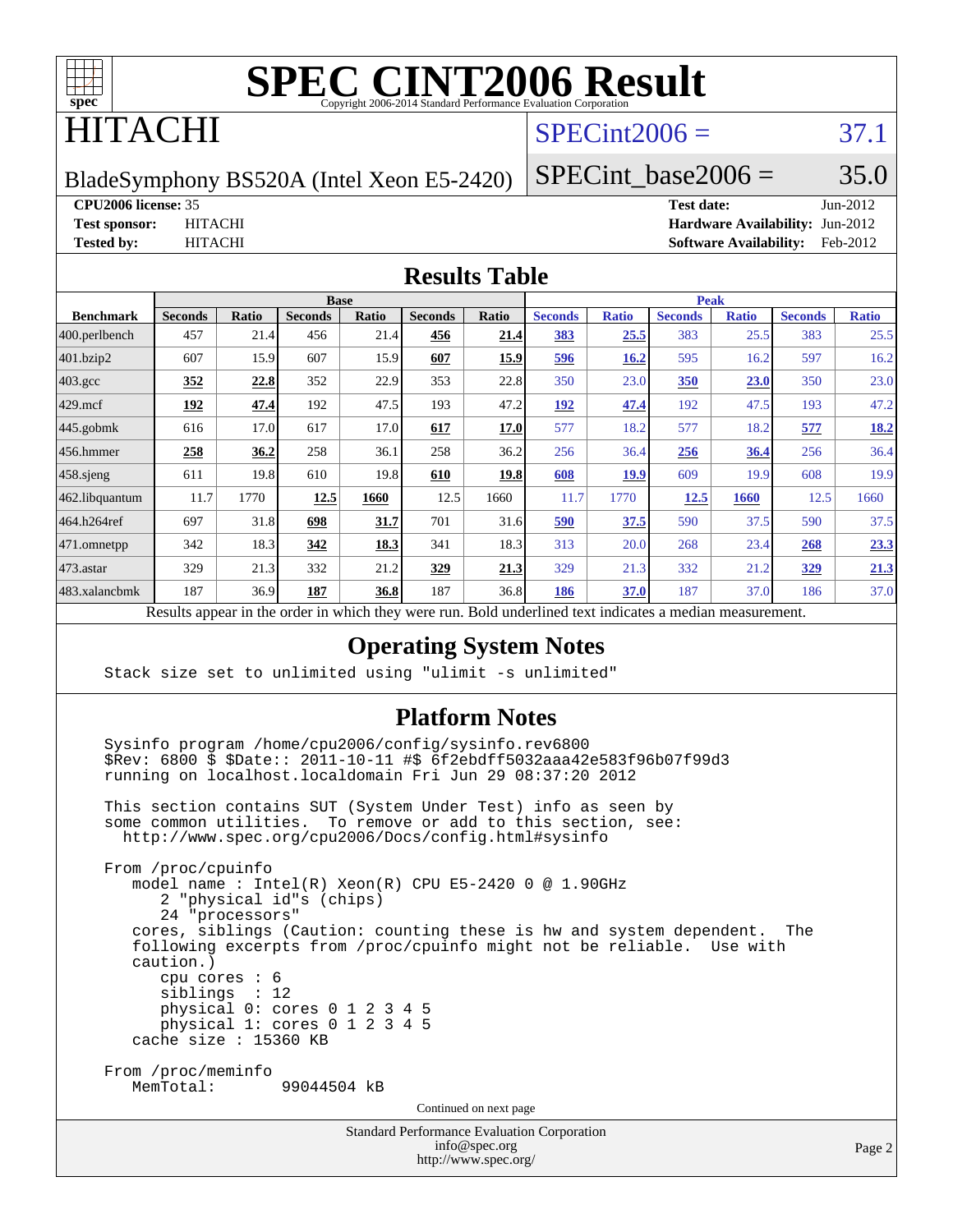# SPEC CINT2006 Result

Copyright 2006-2014 Standard Performance Evaluation Corporation

## HITACHI

BladeSymphony BS520A (Intel Xeon E5-2420)

SPECint2006 = 37.1

SPECint_base2006 = 35.0

**CPU2006 license:** 35
**Test sponsor:** HITACHI
**Tested by:** HITACHI

**Test date:** Jun-2012
**Hardware Availability:** Jun-2012
**Software Availability:** Feb-2012

## Results Table

| Benchmark | Base | | | | | | Peak | | | | | |
|---|---|---|---|---|---|---|---|---|---|---|---|---|
| | Seconds | Ratio | Seconds | Ratio | Seconds | Ratio | Seconds | Ratio | Seconds | Ratio | Seconds | Ratio |
| 400.perlbench | 457 | 21.4 | 456 | 21.4 | **456** | **21.4** | **383** | **25.5** | 383 | 25.5 | 383 | 25.5 |
| 401.bzip2 | 607 | 15.9 | 607 | 15.9 | **607** | **15.9** | **596** | **16.2** | 595 | 16.2 | 597 | 16.2 |
| 403.gcc | **352** | **22.8** | 352 | 22.9 | 353 | 22.8 | 350 | 23.0 | **350** | **23.0** | 350 | 23.0 |
| 429.mcf | **192** | **47.4** | 192 | 47.5 | 193 | 47.2 | **192** | **47.4** | 192 | 47.5 | 193 | 47.2 |
| 445.gobmk | 616 | 17.0 | 617 | 17.0 | **617** | **17.0** | 577 | 18.2 | 577 | 18.2 | **577** | **18.2** |
| 456.hmmer | **258** | **36.2** | 258 | 36.1 | 258 | 36.2 | 256 | 36.4 | **256** | **36.4** | 256 | 36.4 |
| 458.sjeng | 611 | 19.8 | 610 | 19.8 | **610** | **19.8** | **608** | **19.9** | 609 | 19.9 | 608 | 19.9 |
| 462.libquantum | 11.7 | 1770 | **12.5** | **1660** | 12.5 | 1660 | 11.7 | 1770 | **12.5** | **1660** | 12.5 | 1660 |
| 464.h264ref | 697 | 31.8 | **698** | **31.7** | 701 | 31.6 | **590** | **37.5** | 590 | 37.5 | 590 | 37.5 |
| 471.omnetpp | 342 | 18.3 | **342** | **18.3** | 341 | 18.3 | 313 | 20.0 | 268 | 23.4 | **268** | **23.3** |
| 473.astar | 329 | 21.3 | 332 | 21.2 | **329** | **21.3** | 329 | 21.3 | 332 | 21.2 | **329** | **21.3** |
| 483.xalancbmk | 187 | 36.9 | **187** | **36.8** | 187 | 36.8 | **186** | **37.0** | 187 | 37.0 | 186 | 37.0 |

Results appear in the order in which they were run. Bold underlined text indicates a median measurement.

## Operating System Notes

```
Stack size set to unlimited using "ulimit -s unlimited"
```

## Platform Notes

```
Sysinfo program /home/cpu2006/config/sysinfo.rev6800
$Rev: 6800 $ $Date:: 2011-10-11 #$ 6f2ebdff5032aaa42e583f96b07f99d3
running on localhost.localdomain Fri Jun 29 08:37:20 2012

This section contains SUT (System Under Test) info as seen by
some common utilities.  To remove or add to this section, see:
  http://www.spec.org/cpu2006/Docs/config.html#sysinfo

From /proc/cpuinfo
   model name : Intel(R) Xeon(R) CPU E5-2420 0 @ 1.90GHz
      2 "physical id"s (chips)
      24 "processors"
   cores, siblings (Caution: counting these is hw and system dependent.  The
   following excerpts from /proc/cpuinfo might not be reliable.  Use with
   caution.)
      cpu cores : 6
      siblings  : 12
      physical 0: cores 0 1 2 3 4 5
      physical 1: cores 0 1 2 3 4 5
   cache size : 15360 KB

From /proc/meminfo
   MemTotal:       99044504 kB
```

Continued on next page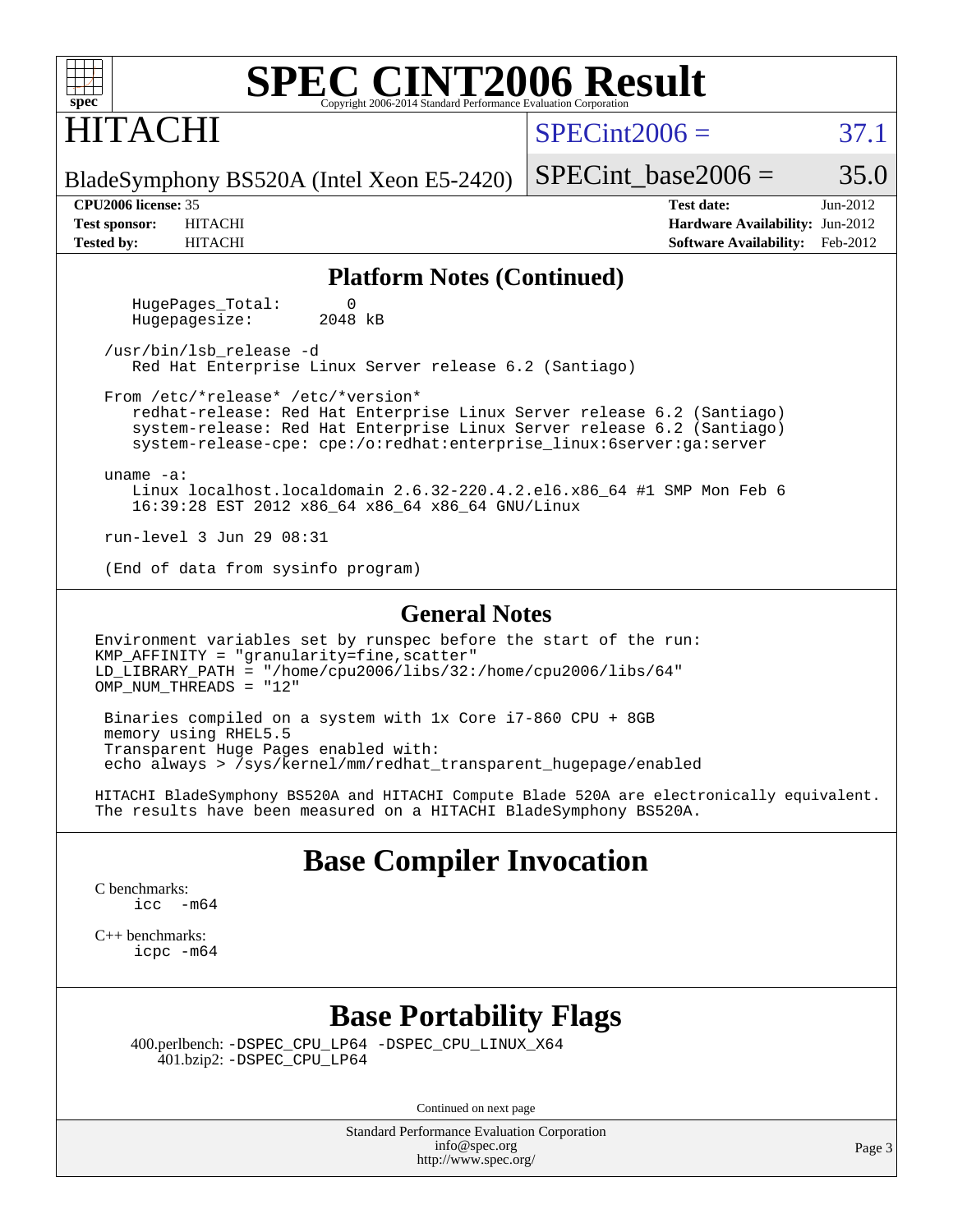## Platform Notes (Continued)

```
    HugePages_Total:       0
    Hugepagesize:       2048 kB

  /usr/bin/lsb_release -d
     Red Hat Enterprise Linux Server release 6.2 (Santiago)

  From /etc/*release* /etc/*version*
     redhat-release: Red Hat Enterprise Linux Server release 6.2 (Santiago)
     system-release: Red Hat Enterprise Linux Server release 6.2 (Santiago)
     system-release-cpe: cpe:/o:redhat:enterprise_linux:6server:ga:server

  uname -a:
     Linux localhost.localdomain 2.6.32-220.4.2.el6.x86_64 #1 SMP Mon Feb 6
     16:39:28 EST 2012 x86_64 x86_64 x86_64 GNU/Linux

  run-level 3 Jun 29 08:31

  (End of data from sysinfo program)
```

## General Notes

```
Environment variables set by runspec before the start of the run:
KMP_AFFINITY = "granularity=fine,scatter"
LD_LIBRARY_PATH = "/home/cpu2006/libs/32:/home/cpu2006/libs/64"
OMP_NUM_THREADS = "12"

 Binaries compiled on a system with 1x Core i7-860 CPU + 8GB
 memory using RHEL5.5
 Transparent Huge Pages enabled with:
 echo always > /sys/kernel/mm/redhat_transparent_hugepage/enabled

HITACHI BladeSymphony BS520A and HITACHI Compute Blade 520A are electronically equivalent.
The results have been measured on a HITACHI BladeSymphony BS520A.
```

# Base Compiler Invocation

C benchmarks:
    icc -m64

C++ benchmarks:
    icpc -m64

# Base Portability Flags

400.perlbench: -DSPEC_CPU_LP64 -DSPEC_CPU_LINUX_X64
401.bzip2: -DSPEC_CPU_LP64

Continued on next page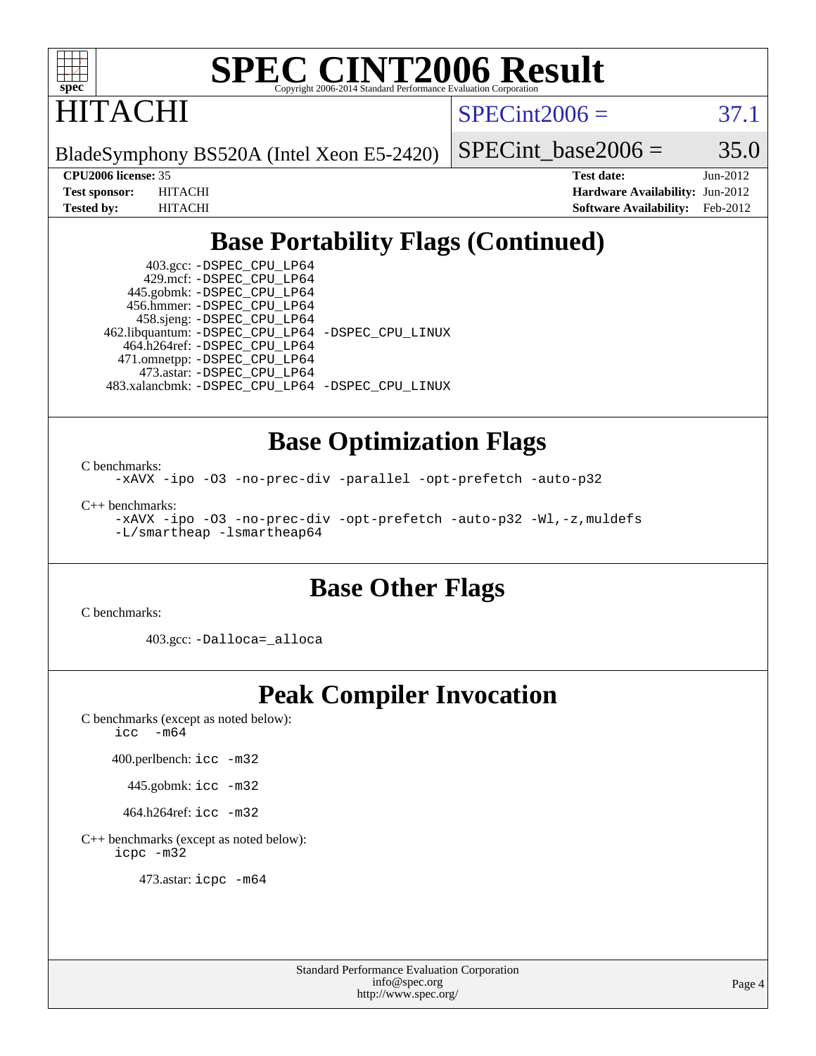# SPEC CINT2006 Result

Copyright 2006-2014 Standard Performance Evaluation Corporation

HITACHI

BladeSymphony BS520A (Intel Xeon E5-2420)

SPECint2006 = 37.1

SPECint_base2006 = 35.0

**CPU2006 license:** 35  
**Test sponsor:** HITACHI  
**Tested by:** HITACHI

**Test date:** Jun-2012  
**Hardware Availability:** Jun-2012  
**Software Availability:** Feb-2012

## Base Portability Flags (Continued)

403.gcc: -DSPEC_CPU_LP64  
429.mcf: -DSPEC_CPU_LP64  
445.gobmk: -DSPEC_CPU_LP64  
456.hmmer: -DSPEC_CPU_LP64  
458.sjeng: -DSPEC_CPU_LP64  
462.libquantum: -DSPEC_CPU_LP64 -DSPEC_CPU_LINUX  
464.h264ref: -DSPEC_CPU_LP64  
471.omnetpp: -DSPEC_CPU_LP64  
473.astar: -DSPEC_CPU_LP64  
483.xalancbmk: -DSPEC_CPU_LP64 -DSPEC_CPU_LINUX

## Base Optimization Flags

C benchmarks:

```
-xAVX -ipo -O3 -no-prec-div -parallel -opt-prefetch -auto-p32
```

C++ benchmarks:

```
-xAVX -ipo -O3 -no-prec-div -opt-prefetch -auto-p32 -Wl,-z,muldefs
-L/smartheap -lsmartheap64
```

## Base Other Flags

C benchmarks:

403.gcc: -Dalloca=_alloca

## Peak Compiler Invocation

C benchmarks (except as noted below):

```
icc  -m64
```

400.perlbench: icc -m32

445.gobmk: icc -m32

464.h264ref: icc -m32

C++ benchmarks (except as noted below):

```
icpc -m32
```

473.astar: icpc -m64

Standard Performance Evaluation Corporation  
info@spec.org  
http://www.spec.org/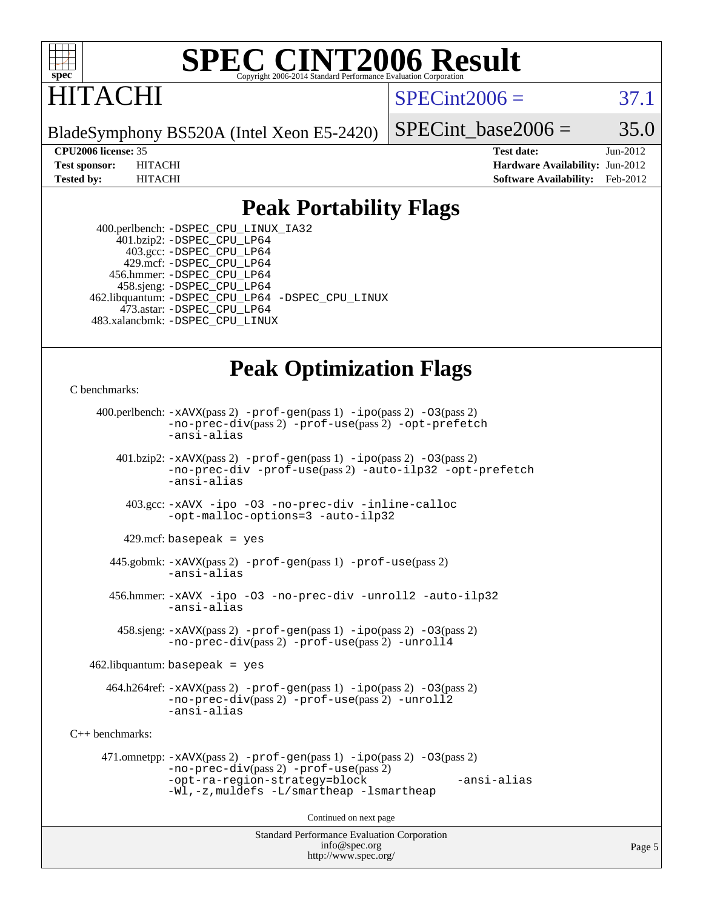# SPEC CINT2006 Result

HITACHI

BladeSymphony BS520A (Intel Xeon E5-2420)

SPECint2006 = 37.1

SPECint_base2006 = 35.0

| | | | |
|---|---|---|---|
| **CPU2006 license:** 35 | | **Test date:** | Jun-2012 |
| **Test sponsor:** | HITACHI | **Hardware Availability:** | Jun-2012 |
| **Tested by:** | HITACHI | **Software Availability:** | Feb-2012 |

## Peak Portability Flags

400.perlbench: -DSPEC_CPU_LINUX_IA32
401.bzip2: -DSPEC_CPU_LP64
403.gcc: -DSPEC_CPU_LP64
429.mcf: -DSPEC_CPU_LP64
456.hmmer: -DSPEC_CPU_LP64
458.sjeng: -DSPEC_CPU_LP64
462.libquantum: -DSPEC_CPU_LP64 -DSPEC_CPU_LINUX
473.astar: -DSPEC_CPU_LP64
483.xalancbmk: -DSPEC_CPU_LINUX

## Peak Optimization Flags

C benchmarks:

400.perlbench: -xAVX(pass 2) -prof-gen(pass 1) -ipo(pass 2) -O3(pass 2) -no-prec-div(pass 2) -prof-use(pass 2) -opt-prefetch -ansi-alias

401.bzip2: -xAVX(pass 2) -prof-gen(pass 1) -ipo(pass 2) -O3(pass 2) -no-prec-div -prof-use(pass 2) -auto-ilp32 -opt-prefetch -ansi-alias

403.gcc: -xAVX -ipo -O3 -no-prec-div -inline-calloc -opt-malloc-options=3 -auto-ilp32

429.mcf: basepeak = yes

445.gobmk: -xAVX(pass 2) -prof-gen(pass 1) -prof-use(pass 2) -ansi-alias

456.hmmer: -xAVX -ipo -O3 -no-prec-div -unroll2 -auto-ilp32 -ansi-alias

458.sjeng: -xAVX(pass 2) -prof-gen(pass 1) -ipo(pass 2) -O3(pass 2) -no-prec-div(pass 2) -prof-use(pass 2) -unroll4

462.libquantum: basepeak = yes

464.h264ref: -xAVX(pass 2) -prof-gen(pass 1) -ipo(pass 2) -O3(pass 2) -no-prec-div(pass 2) -prof-use(pass 2) -unroll2 -ansi-alias

C++ benchmarks:

471.omnetpp: -xAVX(pass 2) -prof-gen(pass 1) -ipo(pass 2) -O3(pass 2) -no-prec-div(pass 2) -prof-use(pass 2) -opt-ra-region-strategy=block -ansi-alias -Wl,-z,muldefs -L/smartheap -lsmartheap

Continued on next page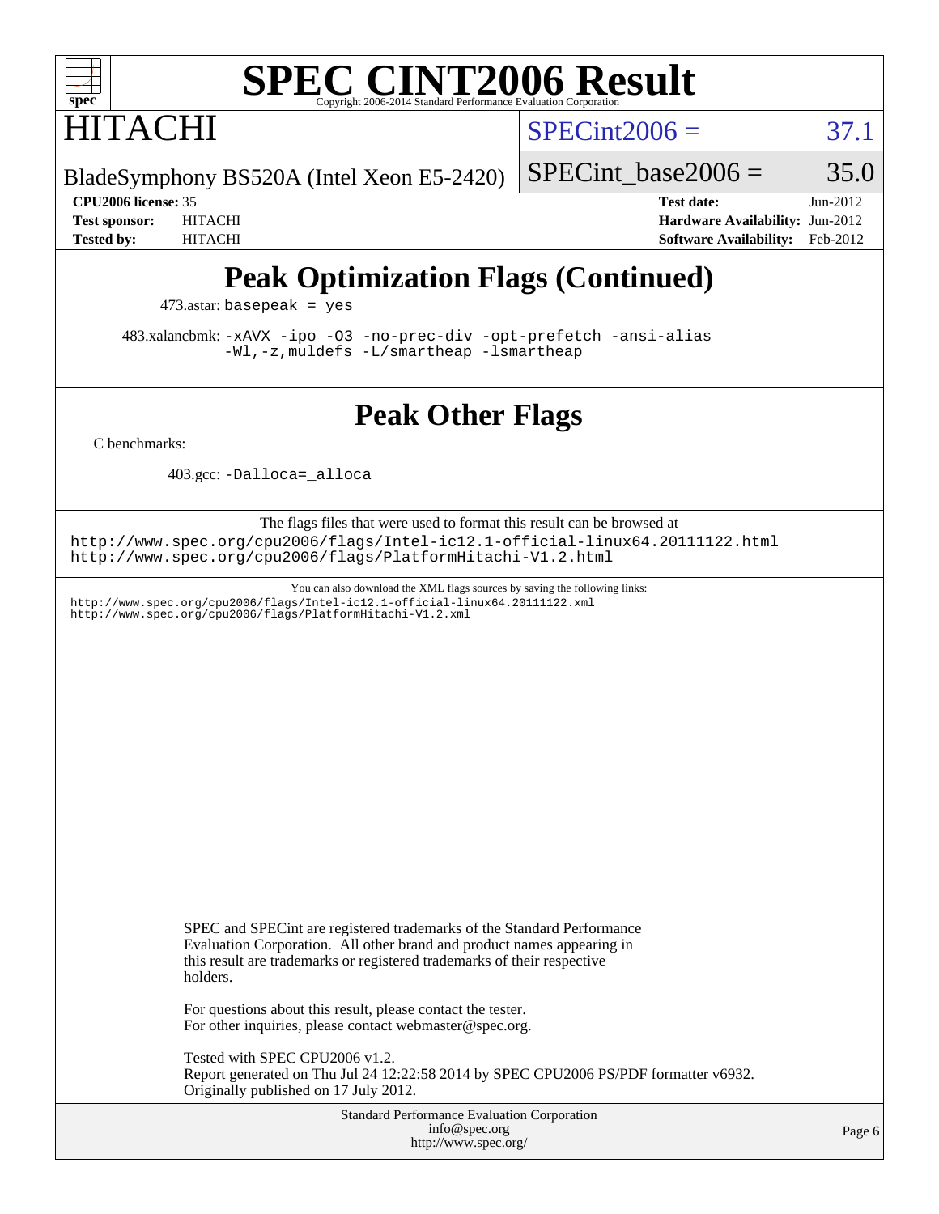# Peak Optimization Flags (Continued)

473.astar: `basepeak = yes`

483.xalancbmk: `-xAVX -ipo -O3 -no-prec-div -opt-prefetch -ansi-alias -Wl,-z,muldefs -L/smartheap -lsmartheap`

# Peak Other Flags

C benchmarks:

403.gcc: `-Dalloca=_alloca`

The flags files that were used to format this result can be browsed at
http://www.spec.org/cpu2006/flags/Intel-ic12.1-official-linux64.20111122.html
http://www.spec.org/cpu2006/flags/PlatformHitachi-V1.2.html

You can also download the XML flags sources by saving the following links:
http://www.spec.org/cpu2006/flags/Intel-ic12.1-official-linux64.20111122.xml
http://www.spec.org/cpu2006/flags/PlatformHitachi-V1.2.xml

SPEC and SPECint are registered trademarks of the Standard Performance Evaluation Corporation. All other brand and product names appearing in this result are trademarks or registered trademarks of their respective holders.

For questions about this result, please contact the tester.
For other inquiries, please contact webmaster@spec.org.

Tested with SPEC CPU2006 v1.2.
Report generated on Thu Jul 24 12:22:58 2014 by SPEC CPU2006 PS/PDF formatter v6932.
Originally published on 17 July 2012.